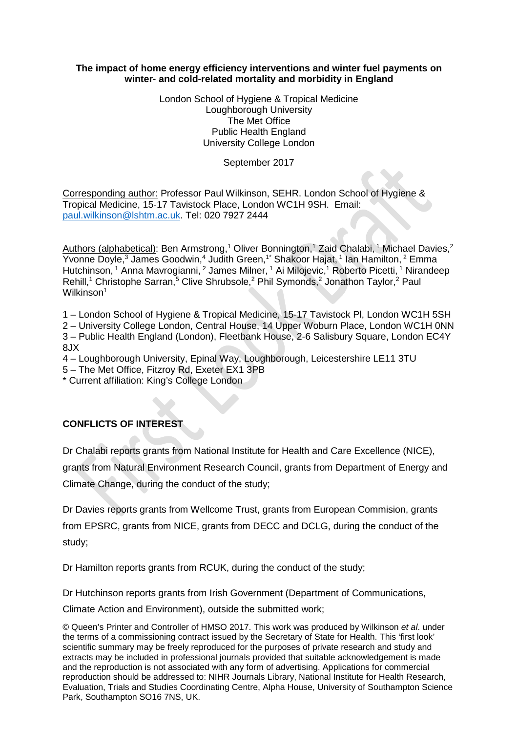**The impact of home energy efficiency interventions and winter fuel payments on winter- and cold-related mortality and morbidity in England**

London School of Hygiene & Tropical Medicine
Loughborough University
The Met Office
Public Health England
University College London

September 2017

Corresponding author: Professor Paul Wilkinson, SEHR. London School of Hygiene & Tropical Medicine, 15-17 Tavistock Place, London WC1H 9SH. Email: paul.wilkinson@lshtm.ac.uk. Tel: 020 7927 2444

Authors (alphabetical): Ben Armstrong,[1] Oliver Bonnington,[1] Zaid Chalabi,[1] Michael Davies,[2] Yvonne Doyle,[3] James Goodwin,[4] Judith Green,[1*] Shakoor Hajat,[1] Ian Hamilton,[2] Emma Hutchinson,[1] Anna Mavrogianni,[2] James Milner,[1] Ai Milojevic,[1] Roberto Picetti,[1] Nirandeep Rehill,[1] Christophe Sarran,[5] Clive Shrubsole,[2] Phil Symonds,[2] Jonathon Taylor,[2] Paul Wilkinson[1]

1 – London School of Hygiene & Tropical Medicine, 15-17 Tavistock Pl, London WC1H 5SH
2 – University College London, Central House, 14 Upper Woburn Place, London WC1H 0NN
3 – Public Health England (London), Fleetbank House, 2-6 Salisbury Square, London EC4Y 8JX
4 – Loughborough University, Epinal Way, Loughborough, Leicestershire LE11 3TU
5 – The Met Office, Fitzroy Rd, Exeter EX1 3PB
\* Current affiliation: King's College London

## CONFLICTS OF INTEREST

Dr Chalabi reports grants from National Institute for Health and Care Excellence (NICE), grants from Natural Environment Research Council, grants from Department of Energy and Climate Change, during the conduct of the study;

Dr Davies reports grants from Wellcome Trust, grants from European Commision, grants from EPSRC, grants from NICE, grants from DECC and DCLG, during the conduct of the study;

Dr Hamilton reports grants from RCUK, during the conduct of the study;

Dr Hutchinson reports grants from Irish Government (Department of Communications, Climate Action and Environment), outside the submitted work;

© Queen's Printer and Controller of HMSO 2017. This work was produced by Wilkinson *et al*. under the terms of a commissioning contract issued by the Secretary of State for Health. This 'first look' scientific summary may be freely reproduced for the purposes of private research and study and extracts may be included in professional journals provided that suitable acknowledgement is made and the reproduction is not associated with any form of advertising. Applications for commercial reproduction should be addressed to: NIHR Journals Library, National Institute for Health Research, Evaluation, Trials and Studies Coordinating Centre, Alpha House, University of Southampton Science Park, Southampton SO16 7NS, UK.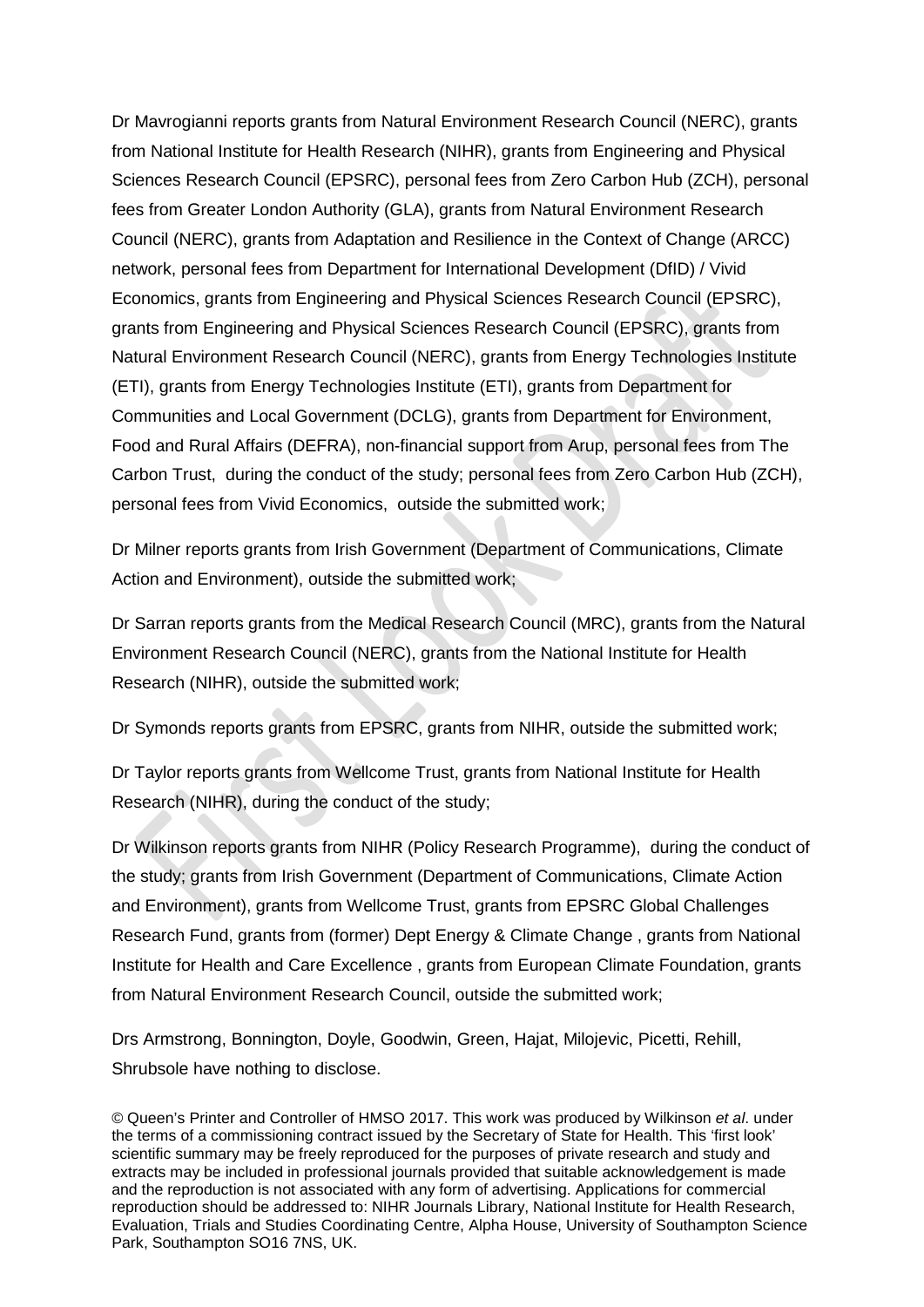Dr Mavrogianni reports grants from Natural Environment Research Council (NERC), grants from National Institute for Health Research (NIHR), grants from Engineering and Physical Sciences Research Council (EPSRC), personal fees from Zero Carbon Hub (ZCH), personal fees from Greater London Authority (GLA), grants from Natural Environment Research Council (NERC), grants from Adaptation and Resilience in the Context of Change (ARCC) network, personal fees from Department for International Development (DfID) / Vivid Economics, grants from Engineering and Physical Sciences Research Council (EPSRC), grants from Engineering and Physical Sciences Research Council (EPSRC), grants from Natural Environment Research Council (NERC), grants from Energy Technologies Institute (ETI), grants from Energy Technologies Institute (ETI), grants from Department for Communities and Local Government (DCLG), grants from Department for Environment, Food and Rural Affairs (DEFRA), non-financial support from Arup, personal fees from The Carbon Trust, during the conduct of the study; personal fees from Zero Carbon Hub (ZCH), personal fees from Vivid Economics, outside the submitted work;

Dr Milner reports grants from Irish Government (Department of Communications, Climate Action and Environment), outside the submitted work;

Dr Sarran reports grants from the Medical Research Council (MRC), grants from the Natural Environment Research Council (NERC), grants from the National Institute for Health Research (NIHR), outside the submitted work;

Dr Symonds reports grants from EPSRC, grants from NIHR, outside the submitted work;

Dr Taylor reports grants from Wellcome Trust, grants from National Institute for Health Research (NIHR), during the conduct of the study;

Dr Wilkinson reports grants from NIHR (Policy Research Programme), during the conduct of the study; grants from Irish Government (Department of Communications, Climate Action and Environment), grants from Wellcome Trust, grants from EPSRC Global Challenges Research Fund, grants from (former) Dept Energy & Climate Change , grants from National Institute for Health and Care Excellence , grants from European Climate Foundation, grants from Natural Environment Research Council, outside the submitted work;

Drs Armstrong, Bonnington, Doyle, Goodwin, Green, Hajat, Milojevic, Picetti, Rehill, Shrubsole have nothing to disclose.

© Queen's Printer and Controller of HMSO 2017. This work was produced by Wilkinson *et al*. under the terms of a commissioning contract issued by the Secretary of State for Health. This 'first look' scientific summary may be freely reproduced for the purposes of private research and study and extracts may be included in professional journals provided that suitable acknowledgement is made and the reproduction is not associated with any form of advertising. Applications for commercial reproduction should be addressed to: NIHR Journals Library, National Institute for Health Research, Evaluation, Trials and Studies Coordinating Centre, Alpha House, University of Southampton Science Park, Southampton SO16 7NS, UK.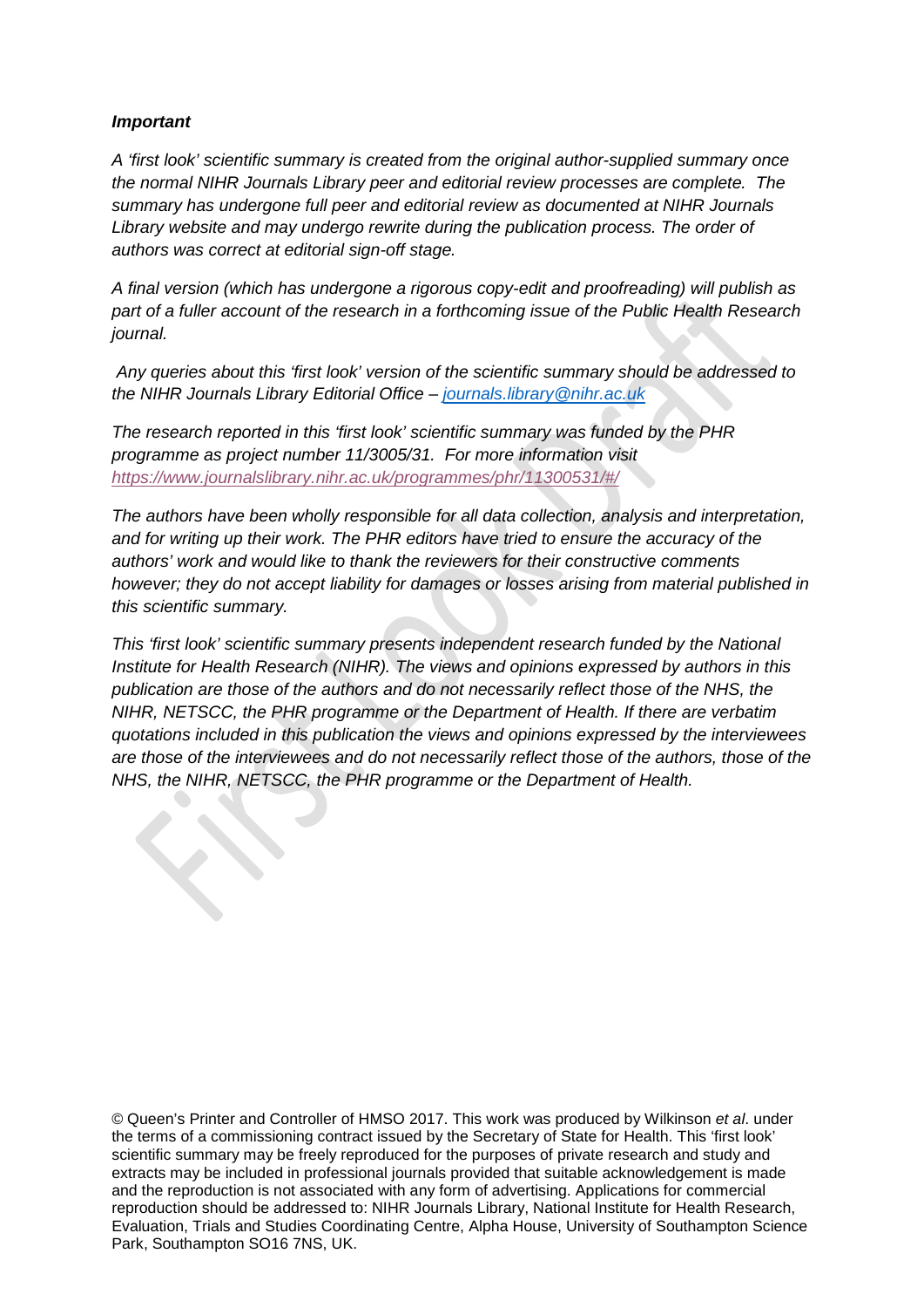***Important***

*A 'first look' scientific summary is created from the original author-supplied summary once the normal NIHR Journals Library peer and editorial review processes are complete. The summary has undergone full peer and editorial review as documented at NIHR Journals Library website and may undergo rewrite during the publication process. The order of authors was correct at editorial sign-off stage.*

*A final version (which has undergone a rigorous copy-edit and proofreading) will publish as part of a fuller account of the research in a forthcoming issue of the Public Health Research journal.*

*Any queries about this 'first look' version of the scientific summary should be addressed to the NIHR Journals Library Editorial Office – [journals.library@nihr.ac.uk](mailto:journals.library@nihr.ac.uk)*

*The research reported in this 'first look' scientific summary was funded by the PHR programme as project number 11/3005/31. For more information visit [https://www.journalslibrary.nihr.ac.uk/programmes/phr/11300531/#/](https://www.journalslibrary.nihr.ac.uk/programmes/phr/11300531/#/)*

*The authors have been wholly responsible for all data collection, analysis and interpretation, and for writing up their work. The PHR editors have tried to ensure the accuracy of the authors' work and would like to thank the reviewers for their constructive comments however; they do not accept liability for damages or losses arising from material published in this scientific summary.*

*This 'first look' scientific summary presents independent research funded by the National Institute for Health Research (NIHR). The views and opinions expressed by authors in this publication are those of the authors and do not necessarily reflect those of the NHS, the NIHR, NETSCC, the PHR programme or the Department of Health. If there are verbatim quotations included in this publication the views and opinions expressed by the interviewees are those of the interviewees and do not necessarily reflect those of the authors, those of the NHS, the NIHR, NETSCC, the PHR programme or the Department of Health.*

© Queen's Printer and Controller of HMSO 2017. This work was produced by Wilkinson *et al*. under the terms of a commissioning contract issued by the Secretary of State for Health. This 'first look' scientific summary may be freely reproduced for the purposes of private research and study and extracts may be included in professional journals provided that suitable acknowledgement is made and the reproduction is not associated with any form of advertising. Applications for commercial reproduction should be addressed to: NIHR Journals Library, National Institute for Health Research, Evaluation, Trials and Studies Coordinating Centre, Alpha House, University of Southampton Science Park, Southampton SO16 7NS, UK.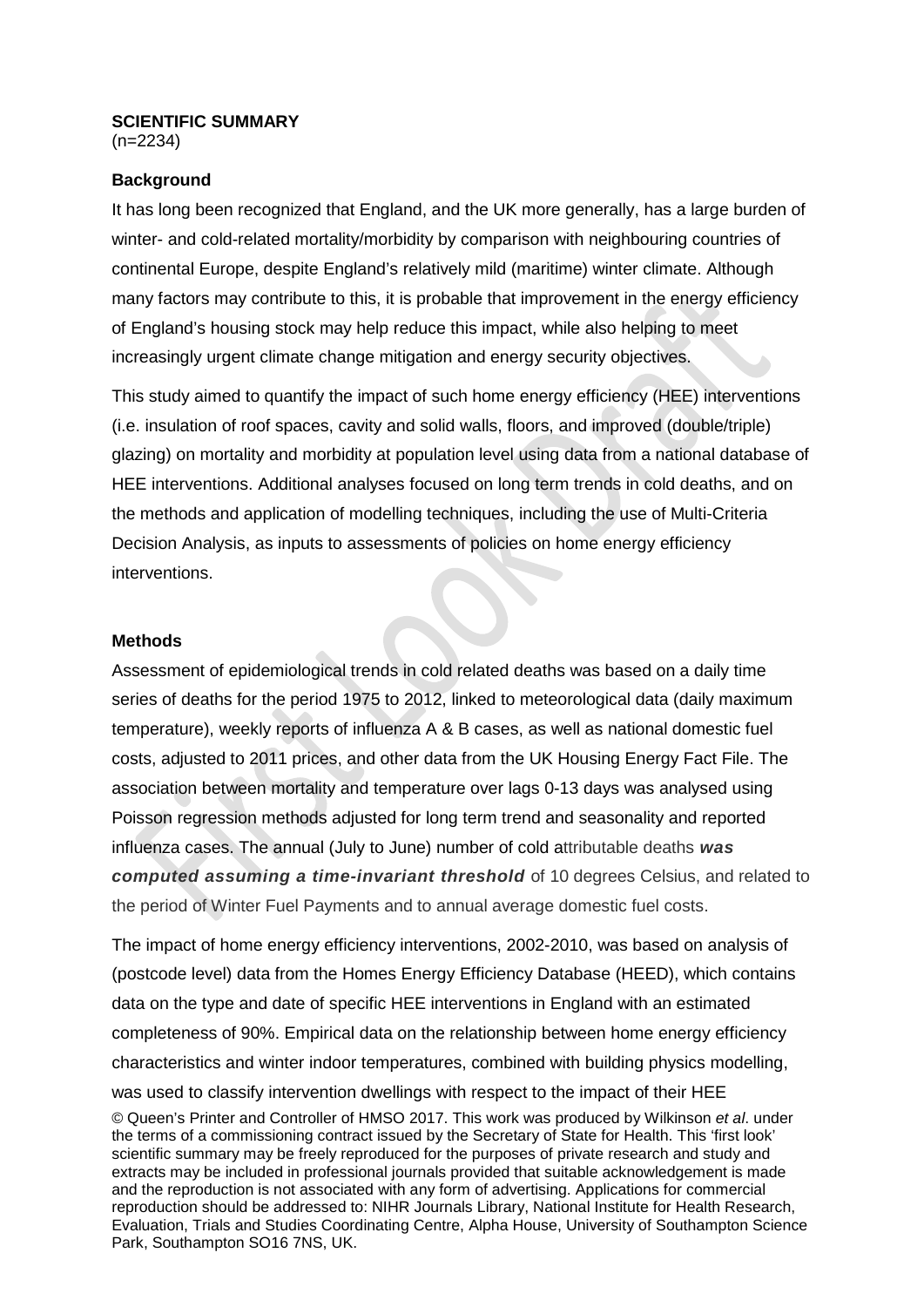**SCIENTIFIC SUMMARY**
(n=2234)

**Background**

It has long been recognized that England, and the UK more generally, has a large burden of winter- and cold-related mortality/morbidity by comparison with neighbouring countries of continental Europe, despite England's relatively mild (maritime) winter climate. Although many factors may contribute to this, it is probable that improvement in the energy efficiency of England's housing stock may help reduce this impact, while also helping to meet increasingly urgent climate change mitigation and energy security objectives.

This study aimed to quantify the impact of such home energy efficiency (HEE) interventions (i.e. insulation of roof spaces, cavity and solid walls, floors, and improved (double/triple) glazing) on mortality and morbidity at population level using data from a national database of HEE interventions. Additional analyses focused on long term trends in cold deaths, and on the methods and application of modelling techniques, including the use of Multi-Criteria Decision Analysis, as inputs to assessments of policies on home energy efficiency interventions.

**Methods**

Assessment of epidemiological trends in cold related deaths was based on a daily time series of deaths for the period 1975 to 2012, linked to meteorological data (daily maximum temperature), weekly reports of influenza A & B cases, as well as national domestic fuel costs, adjusted to 2011 prices, and other data from the UK Housing Energy Fact File. The association between mortality and temperature over lags 0-13 days was analysed using Poisson regression methods adjusted for long term trend and seasonality and reported influenza cases. The annual (July to June) number of cold attributable deaths ***was computed assuming a time-invariant threshold*** of 10 degrees Celsius, and related to the period of Winter Fuel Payments and to annual average domestic fuel costs.

The impact of home energy efficiency interventions, 2002-2010, was based on analysis of (postcode level) data from the Homes Energy Efficiency Database (HEED), which contains data on the type and date of specific HEE interventions in England with an estimated completeness of 90%. Empirical data on the relationship between home energy efficiency characteristics and winter indoor temperatures, combined with building physics modelling, was used to classify intervention dwellings with respect to the impact of their HEE

© Queen's Printer and Controller of HMSO 2017. This work was produced by Wilkinson *et al*. under the terms of a commissioning contract issued by the Secretary of State for Health. This 'first look' scientific summary may be freely reproduced for the purposes of private research and study and extracts may be included in professional journals provided that suitable acknowledgement is made and the reproduction is not associated with any form of advertising. Applications for commercial reproduction should be addressed to: NIHR Journals Library, National Institute for Health Research, Evaluation, Trials and Studies Coordinating Centre, Alpha House, University of Southampton Science Park, Southampton SO16 7NS, UK.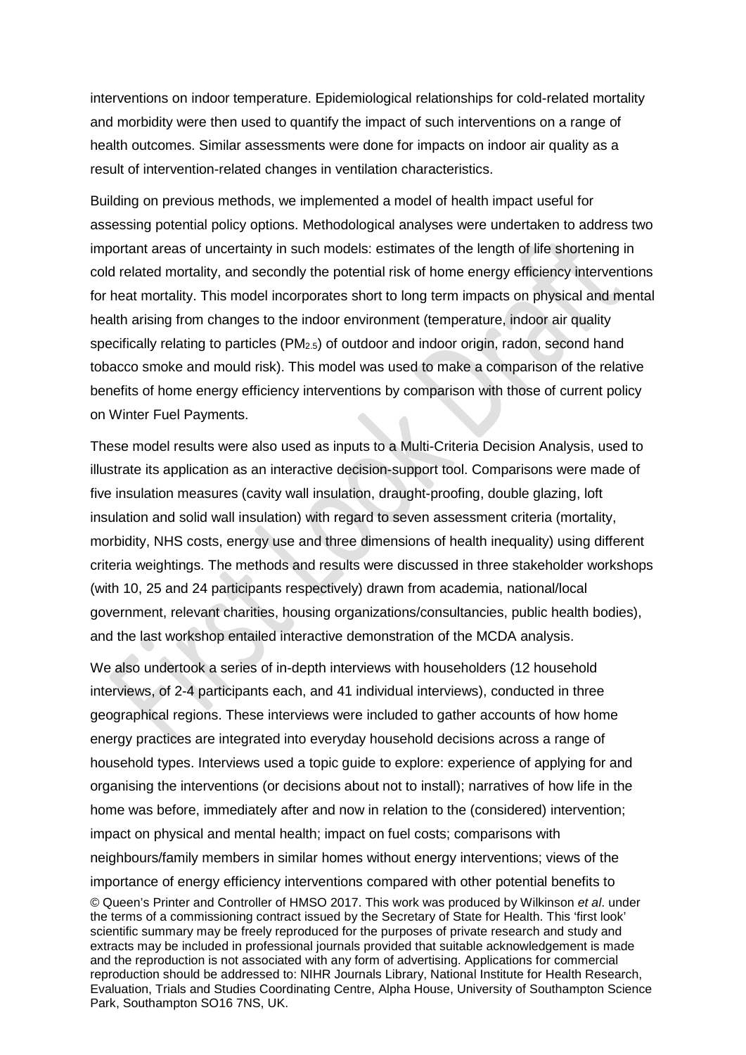interventions on indoor temperature. Epidemiological relationships for cold-related mortality and morbidity were then used to quantify the impact of such interventions on a range of health outcomes. Similar assessments were done for impacts on indoor air quality as a result of intervention-related changes in ventilation characteristics.

Building on previous methods, we implemented a model of health impact useful for assessing potential policy options. Methodological analyses were undertaken to address two important areas of uncertainty in such models: estimates of the length of life shortening in cold related mortality, and secondly the potential risk of home energy efficiency interventions for heat mortality. This model incorporates short to long term impacts on physical and mental health arising from changes to the indoor environment (temperature, indoor air quality specifically relating to particles ($PM_{2.5}$) of outdoor and indoor origin, radon, second hand tobacco smoke and mould risk). This model was used to make a comparison of the relative benefits of home energy efficiency interventions by comparison with those of current policy on Winter Fuel Payments.

These model results were also used as inputs to a Multi-Criteria Decision Analysis, used to illustrate its application as an interactive decision-support tool. Comparisons were made of five insulation measures (cavity wall insulation, draught-proofing, double glazing, loft insulation and solid wall insulation) with regard to seven assessment criteria (mortality, morbidity, NHS costs, energy use and three dimensions of health inequality) using different criteria weightings. The methods and results were discussed in three stakeholder workshops (with 10, 25 and 24 participants respectively) drawn from academia, national/local government, relevant charities, housing organizations/consultancies, public health bodies), and the last workshop entailed interactive demonstration of the MCDA analysis.

We also undertook a series of in-depth interviews with householders (12 household interviews, of 2-4 participants each, and 41 individual interviews), conducted in three geographical regions. These interviews were included to gather accounts of how home energy practices are integrated into everyday household decisions across a range of household types. Interviews used a topic guide to explore: experience of applying for and organising the interventions (or decisions about not to install); narratives of how life in the home was before, immediately after and now in relation to the (considered) intervention; impact on physical and mental health; impact on fuel costs; comparisons with neighbours/family members in similar homes without energy interventions; views of the importance of energy efficiency interventions compared with other potential benefits to

© Queen's Printer and Controller of HMSO 2017. This work was produced by Wilkinson *et al*. under the terms of a commissioning contract issued by the Secretary of State for Health. This 'first look' scientific summary may be freely reproduced for the purposes of private research and study and extracts may be included in professional journals provided that suitable acknowledgement is made and the reproduction is not associated with any form of advertising. Applications for commercial reproduction should be addressed to: NIHR Journals Library, National Institute for Health Research, Evaluation, Trials and Studies Coordinating Centre, Alpha House, University of Southampton Science Park, Southampton SO16 7NS, UK.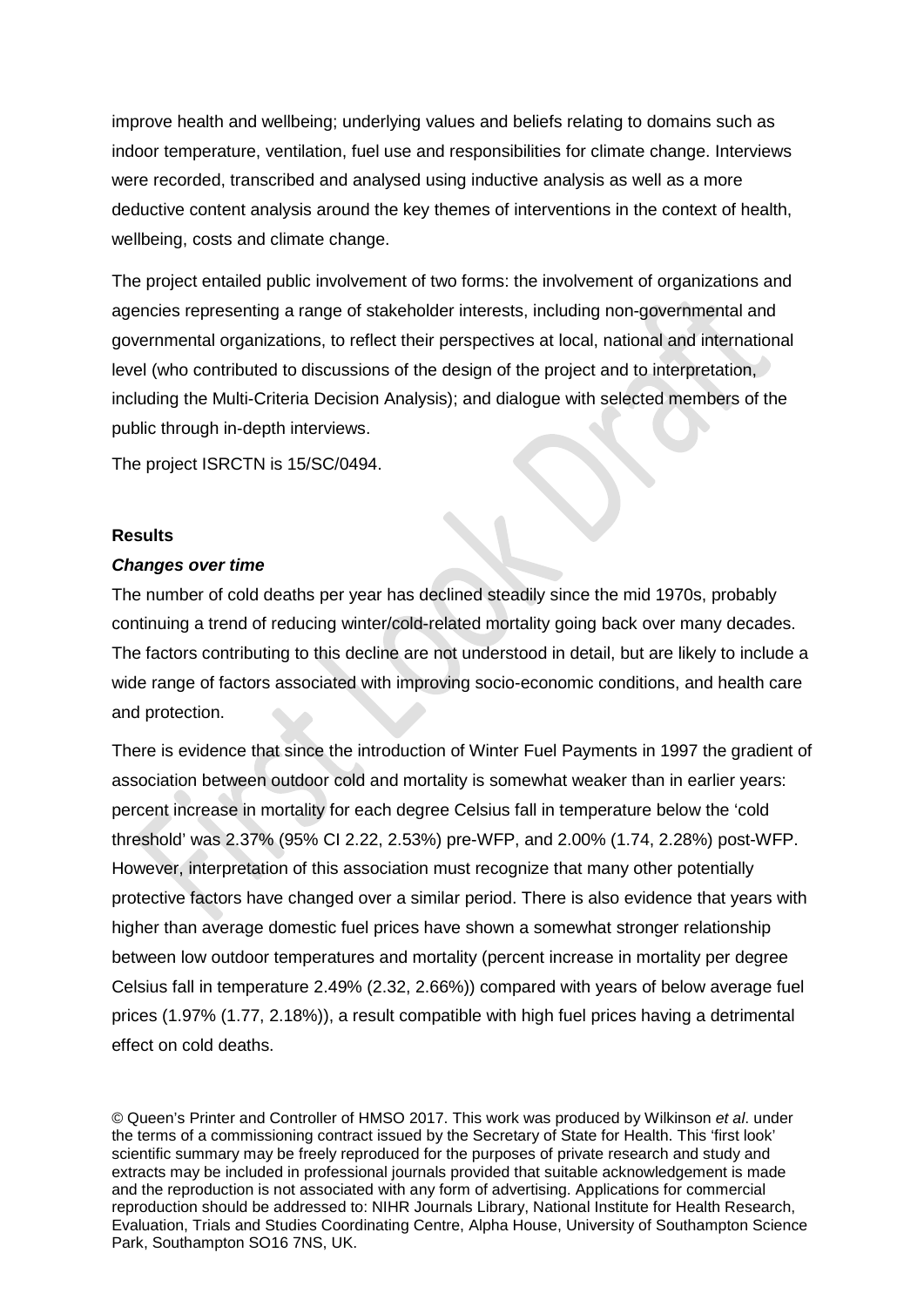improve health and wellbeing; underlying values and beliefs relating to domains such as indoor temperature, ventilation, fuel use and responsibilities for climate change. Interviews were recorded, transcribed and analysed using inductive analysis as well as a more deductive content analysis around the key themes of interventions in the context of health, wellbeing, costs and climate change.

The project entailed public involvement of two forms: the involvement of organizations and agencies representing a range of stakeholder interests, including non-governmental and governmental organizations, to reflect their perspectives at local, national and international level (who contributed to discussions of the design of the project and to interpretation, including the Multi-Criteria Decision Analysis); and dialogue with selected members of the public through in-depth interviews.

The project ISRCTN is 15/SC/0494.

## Results

### *Changes over time*

The number of cold deaths per year has declined steadily since the mid 1970s, probably continuing a trend of reducing winter/cold-related mortality going back over many decades. The factors contributing to this decline are not understood in detail, but are likely to include a wide range of factors associated with improving socio-economic conditions, and health care and protection.

There is evidence that since the introduction of Winter Fuel Payments in 1997 the gradient of association between outdoor cold and mortality is somewhat weaker than in earlier years: percent increase in mortality for each degree Celsius fall in temperature below the 'cold threshold' was 2.37% (95% CI 2.22, 2.53%) pre-WFP, and 2.00% (1.74, 2.28%) post-WFP. However, interpretation of this association must recognize that many other potentially protective factors have changed over a similar period. There is also evidence that years with higher than average domestic fuel prices have shown a somewhat stronger relationship between low outdoor temperatures and mortality (percent increase in mortality per degree Celsius fall in temperature 2.49% (2.32, 2.66%)) compared with years of below average fuel prices (1.97% (1.77, 2.18%)), a result compatible with high fuel prices having a detrimental effect on cold deaths.

© Queen's Printer and Controller of HMSO 2017. This work was produced by Wilkinson *et al*. under the terms of a commissioning contract issued by the Secretary of State for Health. This 'first look' scientific summary may be freely reproduced for the purposes of private research and study and extracts may be included in professional journals provided that suitable acknowledgement is made and the reproduction is not associated with any form of advertising. Applications for commercial reproduction should be addressed to: NIHR Journals Library, National Institute for Health Research, Evaluation, Trials and Studies Coordinating Centre, Alpha House, University of Southampton Science Park, Southampton SO16 7NS, UK.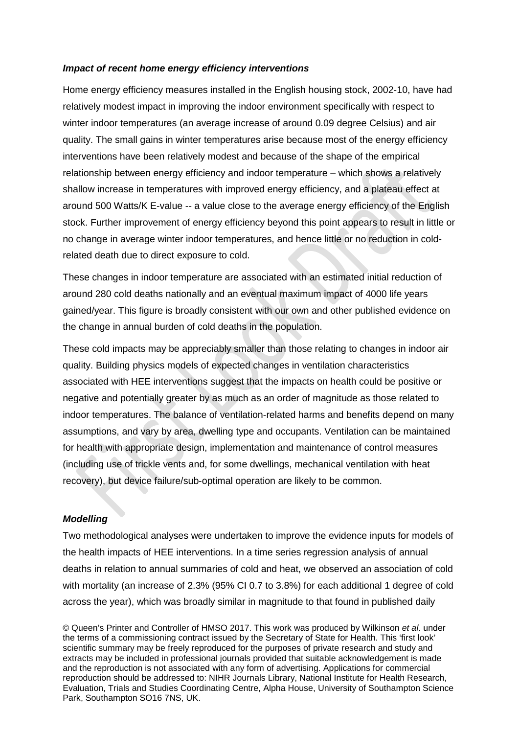### *Impact of recent home energy efficiency interventions*

Home energy efficiency measures installed in the English housing stock, 2002-10, have had relatively modest impact in improving the indoor environment specifically with respect to winter indoor temperatures (an average increase of around 0.09 degree Celsius) and air quality. The small gains in winter temperatures arise because most of the energy efficiency interventions have been relatively modest and because of the shape of the empirical relationship between energy efficiency and indoor temperature – which shows a relatively shallow increase in temperatures with improved energy efficiency, and a plateau effect at around 500 Watts/K E-value -- a value close to the average energy efficiency of the English stock. Further improvement of energy efficiency beyond this point appears to result in little or no change in average winter indoor temperatures, and hence little or no reduction in cold-related death due to direct exposure to cold.

These changes in indoor temperature are associated with an estimated initial reduction of around 280 cold deaths nationally and an eventual maximum impact of 4000 life years gained/year. This figure is broadly consistent with our own and other published evidence on the change in annual burden of cold deaths in the population.

These cold impacts may be appreciably smaller than those relating to changes in indoor air quality. Building physics models of expected changes in ventilation characteristics associated with HEE interventions suggest that the impacts on health could be positive or negative and potentially greater by as much as an order of magnitude as those related to indoor temperatures. The balance of ventilation-related harms and benefits depend on many assumptions, and vary by area, dwelling type and occupants. Ventilation can be maintained for health with appropriate design, implementation and maintenance of control measures (including use of trickle vents and, for some dwellings, mechanical ventilation with heat recovery), but device failure/sub-optimal operation are likely to be common.

### *Modelling*

Two methodological analyses were undertaken to improve the evidence inputs for models of the health impacts of HEE interventions. In a time series regression analysis of annual deaths in relation to annual summaries of cold and heat, we observed an association of cold with mortality (an increase of 2.3% (95% CI 0.7 to 3.8%) for each additional 1 degree of cold across the year), which was broadly similar in magnitude to that found in published daily

© Queen's Printer and Controller of HMSO 2017. This work was produced by Wilkinson *et al*. under the terms of a commissioning contract issued by the Secretary of State for Health. This 'first look' scientific summary may be freely reproduced for the purposes of private research and study and extracts may be included in professional journals provided that suitable acknowledgement is made and the reproduction is not associated with any form of advertising. Applications for commercial reproduction should be addressed to: NIHR Journals Library, National Institute for Health Research, Evaluation, Trials and Studies Coordinating Centre, Alpha House, University of Southampton Science Park, Southampton SO16 7NS, UK.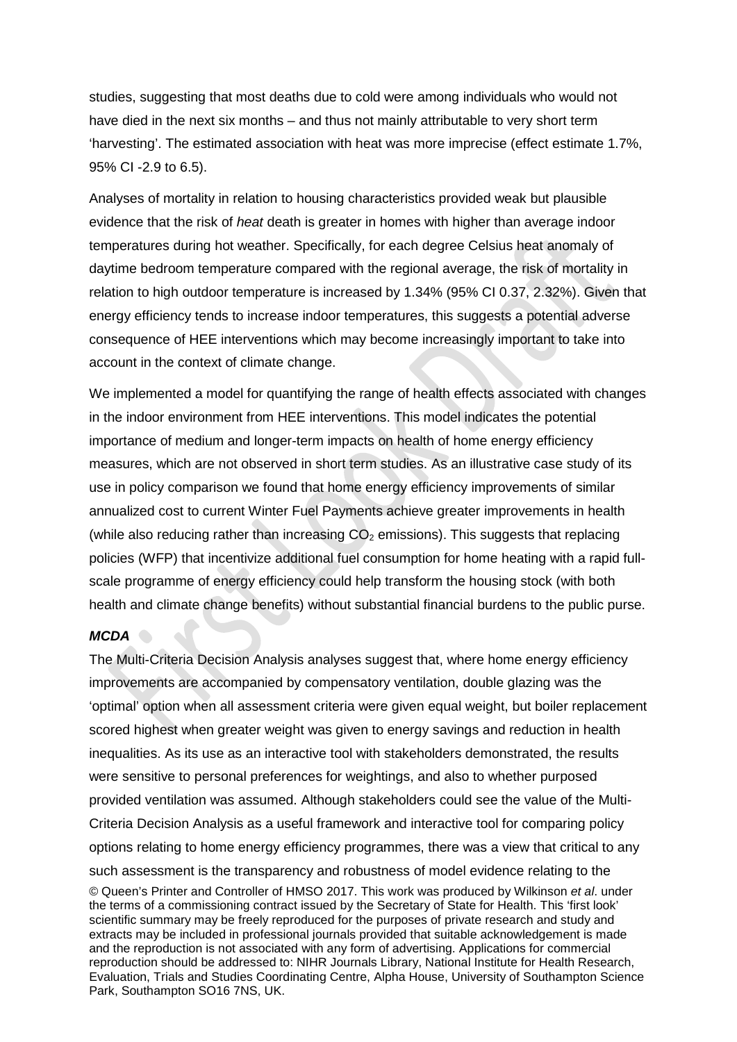studies, suggesting that most deaths due to cold were among individuals who would not have died in the next six months – and thus not mainly attributable to very short term 'harvesting'. The estimated association with heat was more imprecise (effect estimate 1.7%, 95% CI -2.9 to 6.5).

Analyses of mortality in relation to housing characteristics provided weak but plausible evidence that the risk of *heat* death is greater in homes with higher than average indoor temperatures during hot weather. Specifically, for each degree Celsius heat anomaly of daytime bedroom temperature compared with the regional average, the risk of mortality in relation to high outdoor temperature is increased by 1.34% (95% CI 0.37, 2.32%). Given that energy efficiency tends to increase indoor temperatures, this suggests a potential adverse consequence of HEE interventions which may become increasingly important to take into account in the context of climate change.

We implemented a model for quantifying the range of health effects associated with changes in the indoor environment from HEE interventions. This model indicates the potential importance of medium and longer-term impacts on health of home energy efficiency measures, which are not observed in short term studies. As an illustrative case study of its use in policy comparison we found that home energy efficiency improvements of similar annualized cost to current Winter Fuel Payments achieve greater improvements in health (while also reducing rather than increasing $CO_2$ emissions). This suggests that replacing policies (WFP) that incentivize additional fuel consumption for home heating with a rapid full-scale programme of energy efficiency could help transform the housing stock (with both health and climate change benefits) without substantial financial burdens to the public purse.

***MCDA***

The Multi-Criteria Decision Analysis analyses suggest that, where home energy efficiency improvements are accompanied by compensatory ventilation, double glazing was the 'optimal' option when all assessment criteria were given equal weight, but boiler replacement scored highest when greater weight was given to energy savings and reduction in health inequalities. As its use as an interactive tool with stakeholders demonstrated, the results were sensitive to personal preferences for weightings, and also to whether purposed provided ventilation was assumed. Although stakeholders could see the value of the Multi-Criteria Decision Analysis as a useful framework and interactive tool for comparing policy options relating to home energy efficiency programmes, there was a view that critical to any such assessment is the transparency and robustness of model evidence relating to the

© Queen's Printer and Controller of HMSO 2017. This work was produced by Wilkinson *et al*. under the terms of a commissioning contract issued by the Secretary of State for Health. This 'first look' scientific summary may be freely reproduced for the purposes of private research and study and extracts may be included in professional journals provided that suitable acknowledgement is made and the reproduction is not associated with any form of advertising. Applications for commercial reproduction should be addressed to: NIHR Journals Library, National Institute for Health Research, Evaluation, Trials and Studies Coordinating Centre, Alpha House, University of Southampton Science Park, Southampton SO16 7NS, UK.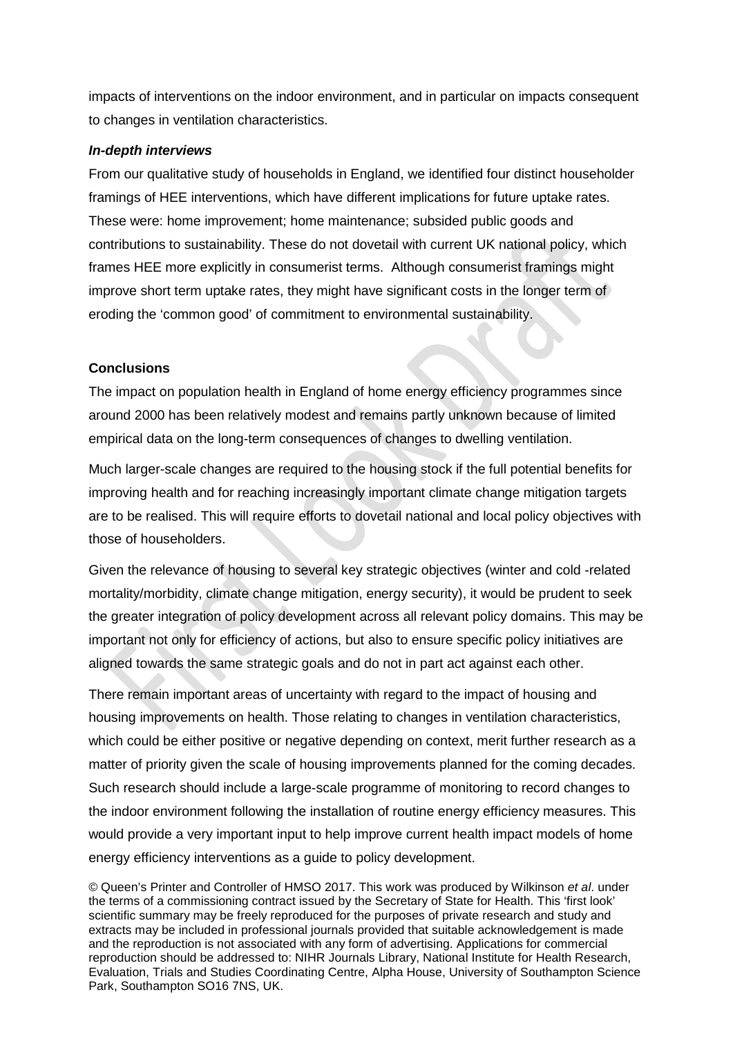impacts of interventions on the indoor environment, and in particular on impacts consequent to changes in ventilation characteristics.

***In-depth interviews***

From our qualitative study of households in England, we identified four distinct householder framings of HEE interventions, which have different implications for future uptake rates. These were: home improvement; home maintenance; subsided public goods and contributions to sustainability. These do not dovetail with current UK national policy, which frames HEE more explicitly in consumerist terms. Although consumerist framings might improve short term uptake rates, they might have significant costs in the longer term of eroding the 'common good' of commitment to environmental sustainability.

**Conclusions**

The impact on population health in England of home energy efficiency programmes since around 2000 has been relatively modest and remains partly unknown because of limited empirical data on the long-term consequences of changes to dwelling ventilation.

Much larger-scale changes are required to the housing stock if the full potential benefits for improving health and for reaching increasingly important climate change mitigation targets are to be realised. This will require efforts to dovetail national and local policy objectives with those of householders.

Given the relevance of housing to several key strategic objectives (winter and cold -related mortality/morbidity, climate change mitigation, energy security), it would be prudent to seek the greater integration of policy development across all relevant policy domains. This may be important not only for efficiency of actions, but also to ensure specific policy initiatives are aligned towards the same strategic goals and do not in part act against each other.

There remain important areas of uncertainty with regard to the impact of housing and housing improvements on health. Those relating to changes in ventilation characteristics, which could be either positive or negative depending on context, merit further research as a matter of priority given the scale of housing improvements planned for the coming decades. Such research should include a large-scale programme of monitoring to record changes to the indoor environment following the installation of routine energy efficiency measures. This would provide a very important input to help improve current health impact models of home energy efficiency interventions as a guide to policy development.

© Queen's Printer and Controller of HMSO 2017. This work was produced by Wilkinson *et al*. under the terms of a commissioning contract issued by the Secretary of State for Health. This 'first look' scientific summary may be freely reproduced for the purposes of private research and study and extracts may be included in professional journals provided that suitable acknowledgement is made and the reproduction is not associated with any form of advertising. Applications for commercial reproduction should be addressed to: NIHR Journals Library, National Institute for Health Research, Evaluation, Trials and Studies Coordinating Centre, Alpha House, University of Southampton Science Park, Southampton SO16 7NS, UK.